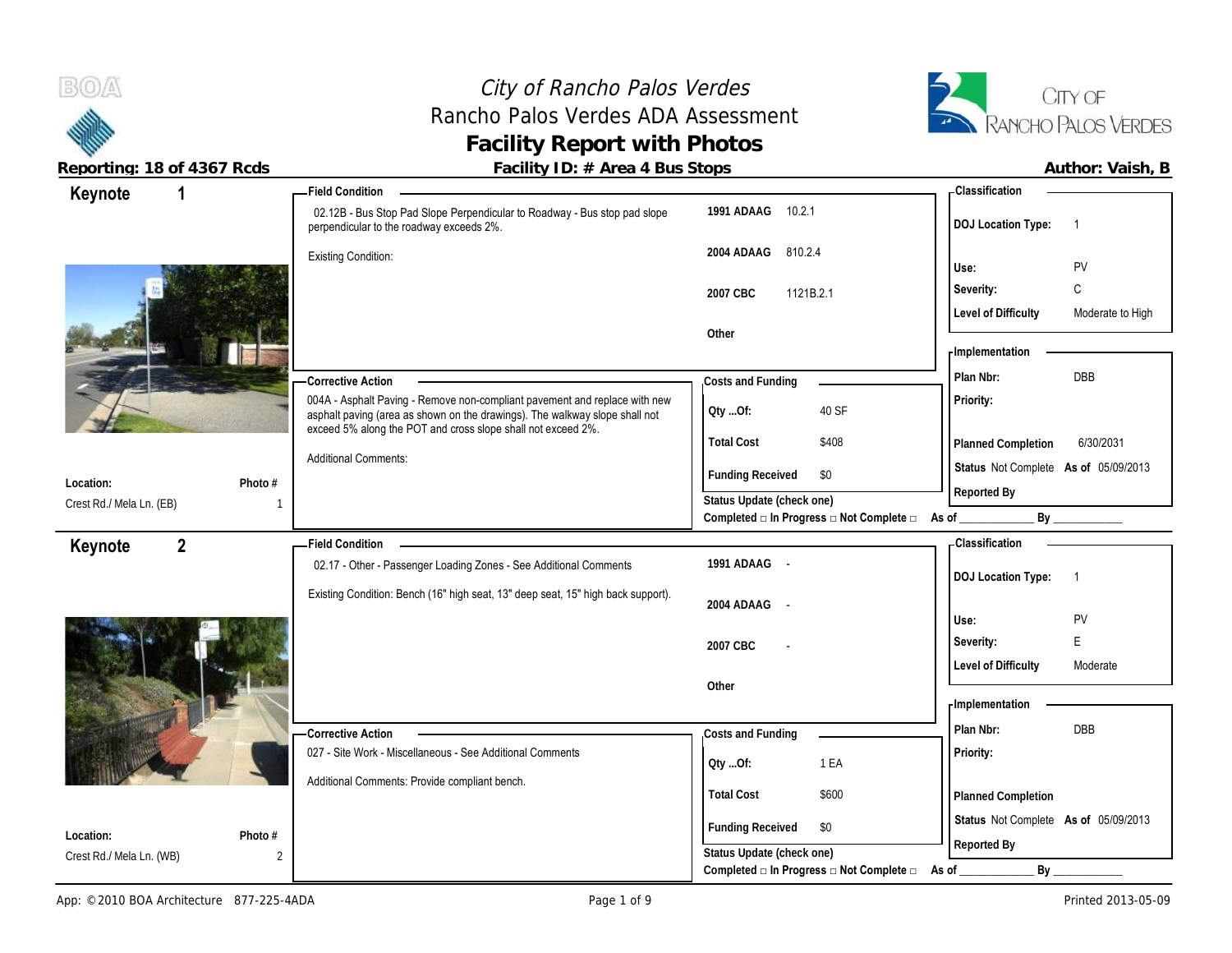# City of Rancho Palos Verdes
## Rancho Palos Verdes ADA Assessment
## Facility Report with Photos

**Reporting: 18 of 4367 Rcds** | **Facility ID: # Area 4 Bus Stops** | **Author: Vaish, B**

---

## Keynote 1

**Location:** Crest Rd./ Mela Ln. (EB)
**Photo #:** 1

### Field Condition

02.12B - Bus Stop Pad Slope Perpendicular to Roadway - Bus stop pad slope perpendicular to the roadway exceeds 2%.

Existing Condition:

| Code | Section |
|---|---|
| 1991 ADAAG | 10.2.1 |
| 2004 ADAAG | 810.2.4 |
| 2007 CBC | 1121B.2.1 |
| Other | |

### Corrective Action

004A - Asphalt Paving - Remove non-compliant pavement and replace with new asphalt paving (area as shown on the drawings). The walkway slope shall not exceed 5% along the POT and cross slope shall not exceed 2%.

Additional Comments:

### Costs and Funding

| | |
|---|---|
| Qty ...Of: | 40 SF |
| Total Cost | $408 |
| Funding Received | $0 |

Status Update (check one)
Completed □ In Progress □ Not Complete □ As of ____________ By ____________

### Classification

| | |
|---|---|
| DOJ Location Type: | 1 |
| Use: | PV |
| Severity: | C |
| Level of Difficulty | Moderate to High |

### Implementation

| | |
|---|---|
| Plan Nbr: | DBB |
| Priority: | |
| Planned Completion | 6/30/2031 |
| Status | Not Complete As of 05/09/2013 |
| Reported By | |

---

## Keynote 2

**Location:** Crest Rd./ Mela Ln. (WB)
**Photo #:** 2

### Field Condition

02.17 - Other - Passenger Loading Zones - See Additional Comments

Existing Condition: Bench (16" high seat, 13" deep seat, 15" high back support).

| Code | Section |
|---|---|
| 1991 ADAAG | - |
| 2004 ADAAG | - |
| 2007 CBC | - |
| Other | |

### Corrective Action

027 - Site Work - Miscellaneous - See Additional Comments

Additional Comments: Provide compliant bench.

### Costs and Funding

| | |
|---|---|
| Qty ...Of: | 1 EA |
| Total Cost | $600 |
| Funding Received | $0 |

Status Update (check one)
Completed □ In Progress □ Not Complete □ As of ____________ By ____________

### Classification

| | |
|---|---|
| DOJ Location Type: | 1 |
| Use: | PV |
| Severity: | E |
| Level of Difficulty | Moderate |

### Implementation

| | |
|---|---|
| Plan Nbr: | DBB |
| Priority: | |
| Planned Completion | |
| Status | Not Complete As of 05/09/2013 |
| Reported By | |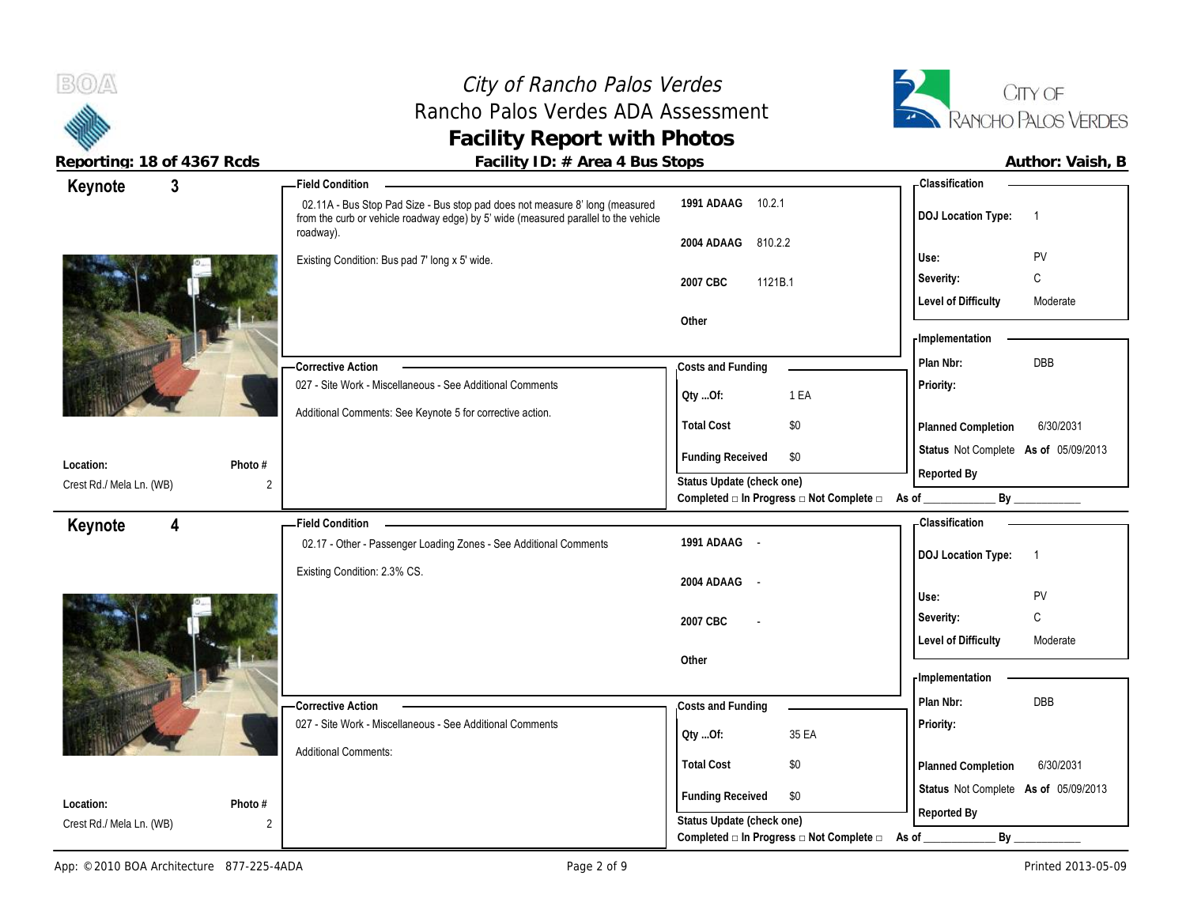# City of Rancho Palos Verdes
## Rancho Palos Verdes ADA Assessment
## Facility Report with Photos

**Reporting: 18 of 4367 Rcds** — **Facility ID: # Area 4 Bus Stops** — **Author: Vaish, B**

---

## Keynote 3

**Location:** Crest Rd./ Mela Ln. (WB)
**Photo #:** 2

**Field Condition**

02.11A - Bus Stop Pad Size - Bus stop pad does not measure 8' long (measured from the curb or vehicle roadway edge) by 5' wide (measured parallel to the vehicle roadway).

Existing Condition: Bus pad 7' long x 5' wide.

| | |
|---|---|
| 1991 ADAAG | 10.2.1 |
| 2004 ADAAG | 810.2.2 |
| 2007 CBC | 1121B.1 |
| Other | |

**Classification**

| | |
|---|---|
| DOJ Location Type: | 1 |
| Use: | PV |
| Severity: | C |
| Level of Difficulty | Moderate |

**Corrective Action**

027 - Site Work - Miscellaneous - See Additional Comments

Additional Comments: See Keynote 5 for corrective action.

**Costs and Funding**

| | |
|---|---|
| Qty ...Of: | 1 EA |
| Total Cost | $0 |
| Funding Received | $0 |

**Implementation**

| | |
|---|---|
| Plan Nbr: | DBB |
| Priority: | |
| Planned Completion | 6/30/2031 |
| Status | Not Complete **As of** 05/09/2013 |
| Reported By | |

Status Update (check one)
Completed □ In Progress □ Not Complete □ As of ____________ By ____________

---

## Keynote 4

**Location:** Crest Rd./ Mela Ln. (WB)
**Photo #:** 2

**Field Condition**

02.17 - Other - Passenger Loading Zones - See Additional Comments

Existing Condition: 2.3% CS.

| | |
|---|---|
| 1991 ADAAG | - |
| 2004 ADAAG | - |
| 2007 CBC | - |
| Other | |

**Classification**

| | |
|---|---|
| DOJ Location Type: | 1 |
| Use: | PV |
| Severity: | C |
| Level of Difficulty | Moderate |

**Corrective Action**

027 - Site Work - Miscellaneous - See Additional Comments

Additional Comments:

**Costs and Funding**

| | |
|---|---|
| Qty ...Of: | 35 EA |
| Total Cost | $0 |
| Funding Received | $0 |

**Implementation**

| | |
|---|---|
| Plan Nbr: | DBB |
| Priority: | |
| Planned Completion | 6/30/2031 |
| Status | Not Complete **As of** 05/09/2013 |
| Reported By | |

Status Update (check one)
Completed □ In Progress □ Not Complete □ As of ____________ By ____________

---

App: © 2010 BOA Architecture 877-225-4ADA — Printed 2013-05-09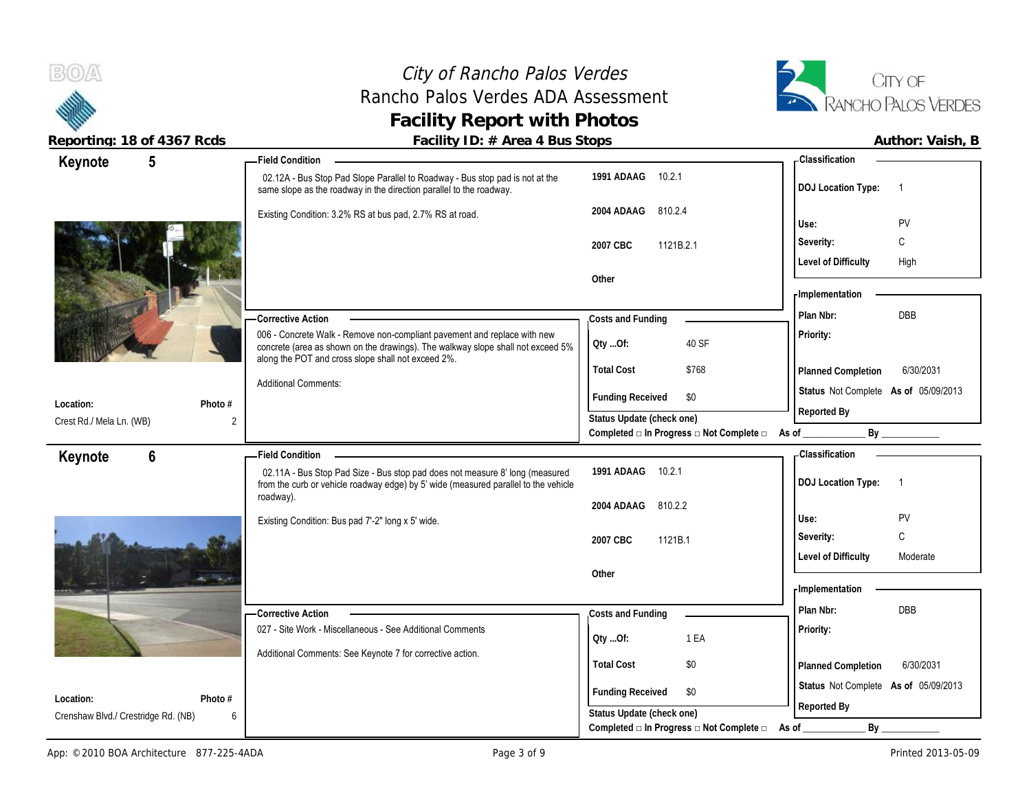# City of Rancho Palos Verdes
## Rancho Palos Verdes ADA Assessment
## Facility Report with Photos

**Reporting: 18 of 4367 Rcds** | **Facility ID: # Area 4 Bus Stops** | **Author: Vaish, B**

---

## Keynote 5

**Location:** Crest Rd./ Mela Ln. (WB)
**Photo #** 2

### Field Condition

02.12A - Bus Stop Pad Slope Parallel to Roadway - Bus stop pad is not at the same slope as the roadway in the direction parallel to the roadway.

Existing Condition: 3.2% RS at bus pad, 2.7% RS at road.

| Code | Section |
|---|---|
| 1991 ADAAG | 10.2.1 |
| 2004 ADAAG | 810.2.4 |
| 2007 CBC | 1121B.2.1 |
| Other | |

### Classification

| | |
|---|---|
| DOJ Location Type: | 1 |
| Use: | PV |
| Severity: | C |
| Level of Difficulty | High |

### Corrective Action

006 - Concrete Walk - Remove non-compliant pavement and replace with new concrete (area as shown on the drawings). The walkway slope shall not exceed 5% along the POT and cross slope shall not exceed 2%.

Additional Comments:

### Costs and Funding

| | |
|---|---|
| Qty ...Of: | 40 SF |
| Total Cost | $768 |
| Funding Received | $0 |

Status Update (check one)
Completed □ In Progress □ Not Complete □ As of ____________ By ____________

### Implementation

| | |
|---|---|
| Plan Nbr: | DBB |
| Priority: | |
| Planned Completion | 6/30/2031 |
| Status | Not Complete |
| As of | 05/09/2013 |
| Reported By | |

---

## Keynote 6

**Location:** Crenshaw Blvd./ Crestridge Rd. (NB)
**Photo #** 6

### Field Condition

02.11A - Bus Stop Pad Size - Bus stop pad does not measure 8' long (measured from the curb or vehicle roadway edge) by 5' wide (measured parallel to the vehicle roadway).

Existing Condition: Bus pad 7'-2" long x 5' wide.

| Code | Section |
|---|---|
| 1991 ADAAG | 10.2.1 |
| 2004 ADAAG | 810.2.2 |
| 2007 CBC | 1121B.1 |
| Other | |

### Classification

| | |
|---|---|
| DOJ Location Type: | 1 |
| Use: | PV |
| Severity: | C |
| Level of Difficulty | Moderate |

### Corrective Action

027 - Site Work - Miscellaneous - See Additional Comments

Additional Comments: See Keynote 7 for corrective action.

### Costs and Funding

| | |
|---|---|
| Qty ...Of: | 1 EA |
| Total Cost | $0 |
| Funding Received | $0 |

Status Update (check one)
Completed □ In Progress □ Not Complete □ As of ____________ By ____________

### Implementation

| | |
|---|---|
| Plan Nbr: | DBB |
| Priority: | |
| Planned Completion | 6/30/2031 |
| Status | Not Complete |
| As of | 05/09/2013 |
| Reported By | |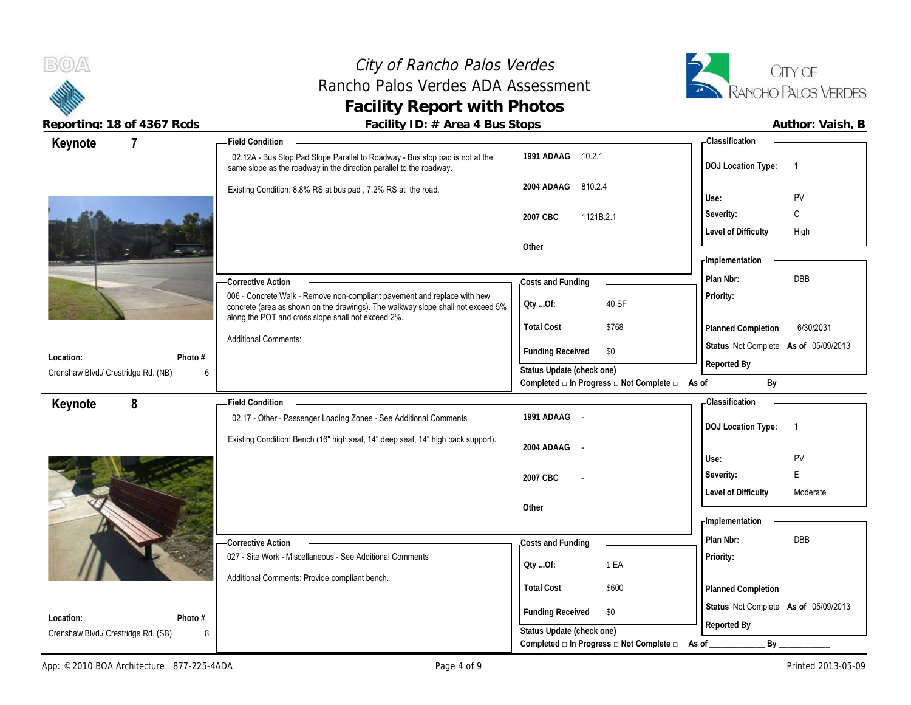# City of Rancho Palos Verdes
## Rancho Palos Verdes ADA Assessment
## Facility Report with Photos

**Reporting: 18 of 4367 Rcds** | **Facility ID: # Area 4 Bus Stops** | **Author: Vaish, B**

---

### Keynote 7

**Location:** Crenshaw Blvd./ Crestridge Rd. (NB)
**Photo #** 6

**Field Condition**

02.12A - Bus Stop Pad Slope Parallel to Roadway - Bus stop pad is not at the same slope as the roadway in the direction parallel to the roadway.

Existing Condition: 8.8% RS at bus pad , 7.2% RS at the road.

| Code | Section |
|---|---|
| 1991 ADAAG | 10.2.1 |
| 2004 ADAAG | 810.2.4 |
| 2007 CBC | 1121B.2.1 |
| Other | |

**Classification**

| | |
|---|---|
| DOJ Location Type: | 1 |
| Use: | PV |
| Severity: | C |
| Level of Difficulty | High |

**Corrective Action**

006 - Concrete Walk - Remove non-compliant pavement and replace with new concrete (area as shown on the drawings). The walkway slope shall not exceed 5% along the POT and cross slope shall not exceed 2%.

Additional Comments:

**Costs and Funding**

| | |
|---|---|
| Qty ...Of: | 40 SF |
| Total Cost | $768 |
| Funding Received | $0 |

Status Update (check one)
Completed □ In Progress □ Not Complete □ As of ____________ By ____________

**Implementation**

| | |
|---|---|
| Plan Nbr: | DBB |
| Priority: | |
| Planned Completion | 6/30/2031 |
| Status | Not Complete **As of** 05/09/2013 |
| Reported By | |

---

### Keynote 8

**Location:** Crenshaw Blvd./ Crestridge Rd. (SB)
**Photo #** 8

**Field Condition**

02.17 - Other - Passenger Loading Zones - See Additional Comments

Existing Condition: Bench (16" high seat, 14" deep seat, 14" high back support).

| Code | Section |
|---|---|
| 1991 ADAAG | - |
| 2004 ADAAG | - |
| 2007 CBC | - |
| Other | |

**Classification**

| | |
|---|---|
| DOJ Location Type: | 1 |
| Use: | PV |
| Severity: | E |
| Level of Difficulty | Moderate |

**Corrective Action**

027 - Site Work - Miscellaneous - See Additional Comments

Additional Comments: Provide compliant bench.

**Costs and Funding**

| | |
|---|---|
| Qty ...Of: | 1 EA |
| Total Cost | $600 |
| Funding Received | $0 |

Status Update (check one)
Completed □ In Progress □ Not Complete □ As of ____________ By ____________

**Implementation**

| | |
|---|---|
| Plan Nbr: | DBB |
| Priority: | |
| Planned Completion | |
| Status | Not Complete **As of** 05/09/2013 |
| Reported By | |

---

App: © 2010 BOA Architecture 877-225-4ADA | Printed 2013-05-09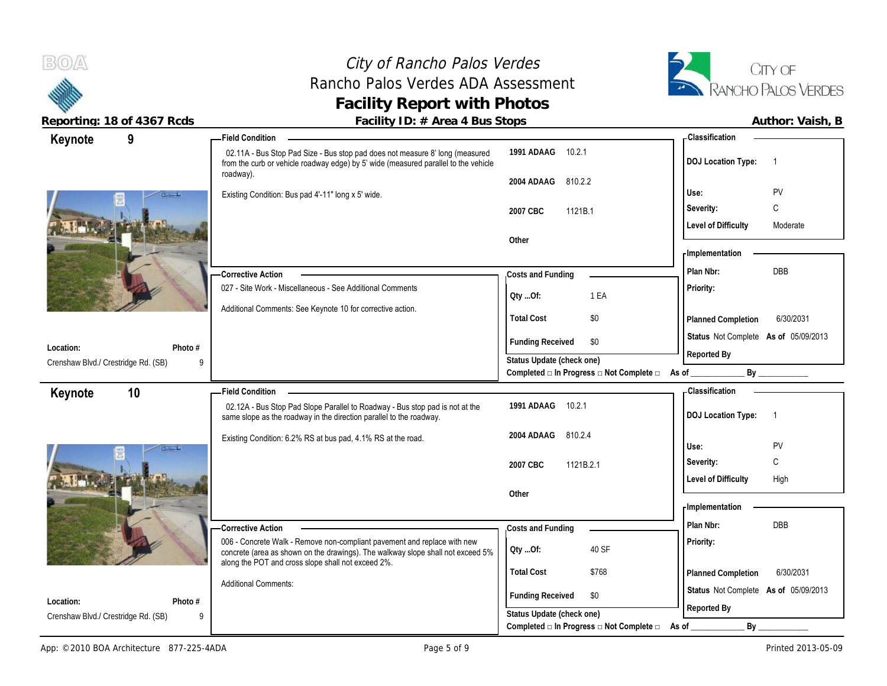# City of Rancho Palos Verdes
## Rancho Palos Verdes ADA Assessment
## Facility Report with Photos

**Reporting: 18 of 4367 Rcds** | **Facility ID: # Area 4 Bus Stops** | **Author: Vaish, B**

---

## Keynote 9

**Location:** Crenshaw Blvd./ Crestridge Rd. (SB)
**Photo #:** 9

**Field Condition**

02.11A - Bus Stop Pad Size - Bus stop pad does not measure 8' long (measured from the curb or vehicle roadway edge) by 5' wide (measured parallel to the vehicle roadway).

Existing Condition: Bus pad 4'-11" long x 5' wide.

| Code | Section |
|---|---|
| 1991 ADAAG | 10.2.1 |
| 2004 ADAAG | 810.2.2 |
| 2007 CBC | 1121B.1 |
| Other | |

**Corrective Action**

027 - Site Work - Miscellaneous - See Additional Comments

Additional Comments: See Keynote 10 for corrective action.

**Costs and Funding**

| | |
|---|---|
| Qty ...Of: | 1 EA |
| Total Cost | $0 |
| Funding Received | $0 |

Status Update (check one)
Completed □ In Progress □ Not Complete □ As of ____________ By ____________

**Classification**

| | |
|---|---|
| DOJ Location Type: | 1 |
| Use: | PV |
| Severity: | C |
| Level of Difficulty | Moderate |

**Implementation**

| | |
|---|---|
| Plan Nbr: | DBB |
| Priority: | |
| Planned Completion | 6/30/2031 |
| Status | Not Complete As of 05/09/2013 |
| Reported By | |

---

## Keynote 10

**Location:** Crenshaw Blvd./ Crestridge Rd. (SB)
**Photo #:** 9

**Field Condition**

02.12A - Bus Stop Pad Slope Parallel to Roadway - Bus stop pad is not at the same slope as the roadway in the direction parallel to the roadway.

Existing Condition: 6.2% RS at bus pad, 4.1% RS at the road.

| Code | Section |
|---|---|
| 1991 ADAAG | 10.2.1 |
| 2004 ADAAG | 810.2.4 |
| 2007 CBC | 1121B.2.1 |
| Other | |

**Corrective Action**

006 - Concrete Walk - Remove non-compliant pavement and replace with new concrete (area as shown on the drawings). The walkway slope shall not exceed 5% along the POT and cross slope shall not exceed 2%.

Additional Comments:

**Costs and Funding**

| | |
|---|---|
| Qty ...Of: | 40 SF |
| Total Cost | $768 |
| Funding Received | $0 |

Status Update (check one)
Completed □ In Progress □ Not Complete □ As of ____________ By ____________

**Classification**

| | |
|---|---|
| DOJ Location Type: | 1 |
| Use: | PV |
| Severity: | C |
| Level of Difficulty | High |

**Implementation**

| | |
|---|---|
| Plan Nbr: | DBB |
| Priority: | |
| Planned Completion | 6/30/2031 |
| Status | Not Complete As of 05/09/2013 |
| Reported By | |

App: ©2010 BOA Architecture 877-225-4ADA | Printed 2013-05-09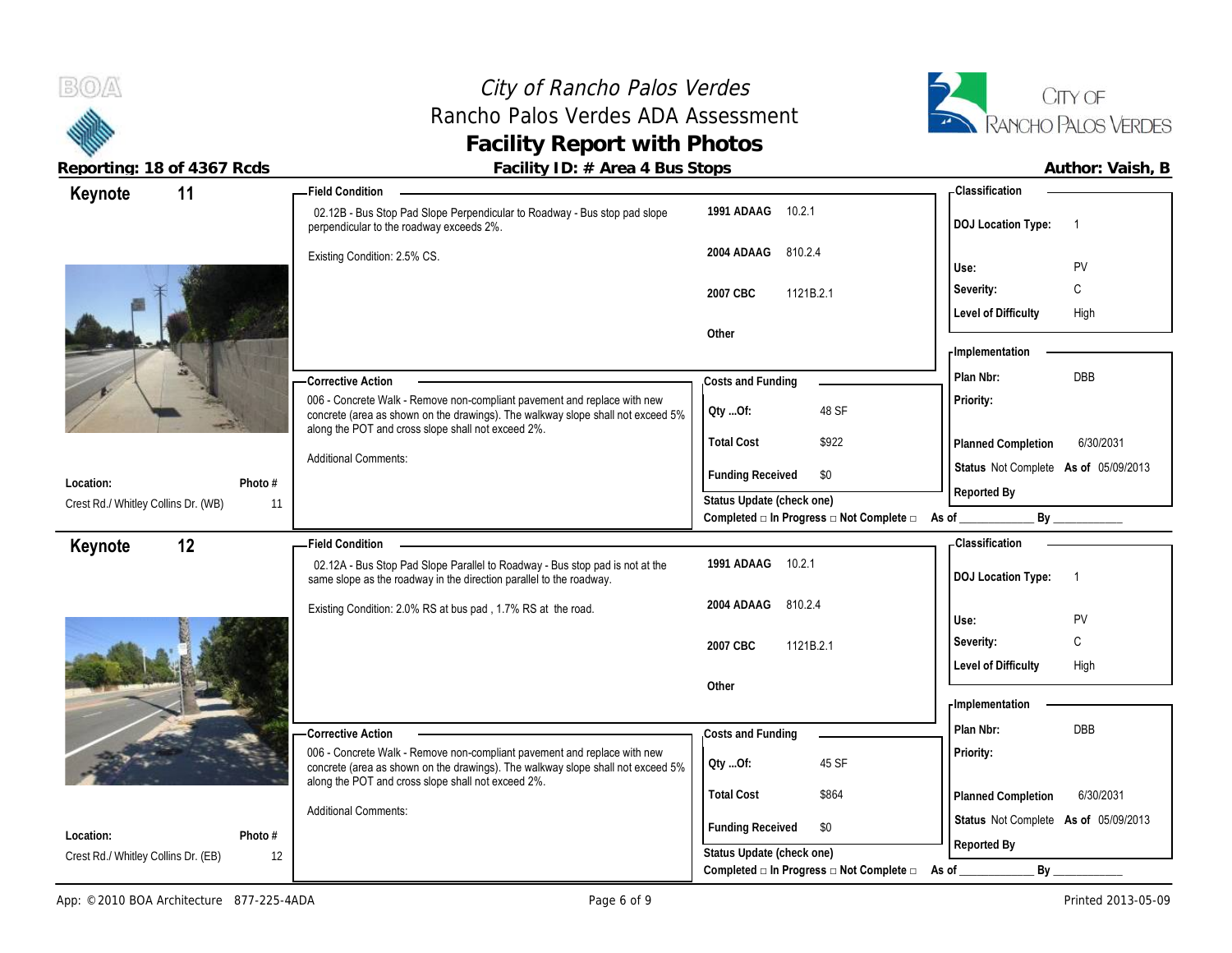# City of Rancho Palos Verdes
## Rancho Palos Verdes ADA Assessment
## Facility Report with Photos

**Reporting: 18 of 4367 Rcds** | **Facility ID: # Area 4 Bus Stops** | **Author: Vaish, B**

---

### Keynote 11

**Location:** Crest Rd./ Whitley Collins Dr. (WB)
**Photo #:** 11

**Field Condition**

02.12B - Bus Stop Pad Slope Perpendicular to Roadway - Bus stop pad slope perpendicular to the roadway exceeds 2%.

Existing Condition: 2.5% CS.

| Code | Section |
|---|---|
| 1991 ADAAG | 10.2.1 |
| 2004 ADAAG | 810.2.4 |
| 2007 CBC | 1121B.2.1 |
| Other | |

**Classification**

| | |
|---|---|
| DOJ Location Type: | 1 |
| Use: | PV |
| Severity: | C |
| Level of Difficulty | High |

**Corrective Action**

006 - Concrete Walk - Remove non-compliant pavement and replace with new concrete (area as shown on the drawings). The walkway slope shall not exceed 5% along the POT and cross slope shall not exceed 2%.

Additional Comments:

**Costs and Funding**

| | |
|---|---|
| Qty ...Of: | 48 SF |
| Total Cost | $922 |
| Funding Received | $0 |

Status Update (check one)
Completed □ In Progress □ Not Complete □ As of ____________ By ____________

**Implementation**

| | |
|---|---|
| Plan Nbr: | DBB |
| Priority: | |
| Planned Completion | 6/30/2031 |
| Status | Not Complete As of 05/09/2013 |
| Reported By | |

---

### Keynote 12

**Location:** Crest Rd./ Whitley Collins Dr. (EB)
**Photo #:** 12

**Field Condition**

02.12A - Bus Stop Pad Slope Parallel to Roadway - Bus stop pad is not at the same slope as the roadway in the direction parallel to the roadway.

Existing Condition: 2.0% RS at bus pad , 1.7% RS at the road.

| Code | Section |
|---|---|
| 1991 ADAAG | 10.2.1 |
| 2004 ADAAG | 810.2.4 |
| 2007 CBC | 1121B.2.1 |
| Other | |

**Classification**

| | |
|---|---|
| DOJ Location Type: | 1 |
| Use: | PV |
| Severity: | C |
| Level of Difficulty | High |

**Corrective Action**

006 - Concrete Walk - Remove non-compliant pavement and replace with new concrete (area as shown on the drawings). The walkway slope shall not exceed 5% along the POT and cross slope shall not exceed 2%.

Additional Comments:

**Costs and Funding**

| | |
|---|---|
| Qty ...Of: | 45 SF |
| Total Cost | $864 |
| Funding Received | $0 |

Status Update (check one)
Completed □ In Progress □ Not Complete □ As of ____________ By ____________

**Implementation**

| | |
|---|---|
| Plan Nbr: | DBB |
| Priority: | |
| Planned Completion | 6/30/2031 |
| Status | Not Complete As of 05/09/2013 |
| Reported By | |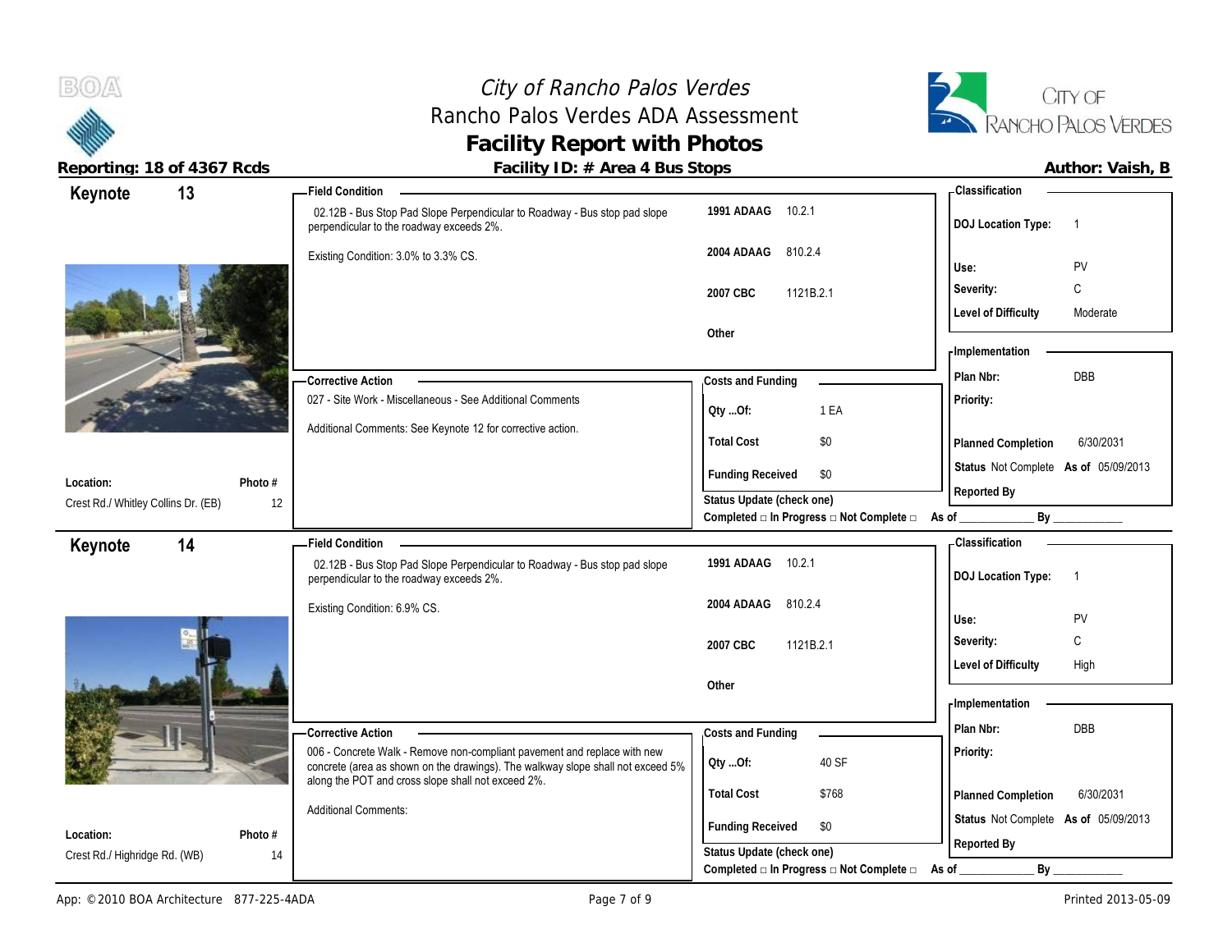# City of Rancho Palos Verdes
## Rancho Palos Verdes ADA Assessment
## Facility Report with Photos

**Reporting: 18 of 4367 Rcds** | **Facility ID: # Area 4 Bus Stops** | **Author: Vaish, B**

---

### Keynote 13

**Location:** Crest Rd./ Whitley Collins Dr. (EB)
**Photo #:** 12

**Field Condition**

02.12B - Bus Stop Pad Slope Perpendicular to Roadway - Bus stop pad slope perpendicular to the roadway exceeds 2%.

Existing Condition: 3.0% to 3.3% CS.

| Code | Section |
|---|---|
| 1991 ADAAG | 10.2.1 |
| 2004 ADAAG | 810.2.4 |
| 2007 CBC | 1121B.2.1 |
| Other | |

**Classification**

| | |
|---|---|
| DOJ Location Type: | 1 |
| Use: | PV |
| Severity: | C |
| Level of Difficulty | Moderate |

**Corrective Action**

027 - Site Work - Miscellaneous - See Additional Comments

Additional Comments: See Keynote 12 for corrective action.

**Costs and Funding**

| | |
|---|---|
| Qty ...Of: | 1 EA |
| Total Cost | $0 |
| Funding Received | $0 |

**Implementation**

| | |
|---|---|
| Plan Nbr: | DBB |
| Priority: | |
| Planned Completion | 6/30/2031 |
| Status | Not Complete As of 05/09/2013 |
| Reported By | |

Status Update (check one)
Completed □ In Progress □ Not Complete □ As of ____________ By ____________

---

### Keynote 14

**Location:** Crest Rd./ Highridge Rd. (WB)
**Photo #:** 14

**Field Condition**

02.12B - Bus Stop Pad Slope Perpendicular to Roadway - Bus stop pad slope perpendicular to the roadway exceeds 2%.

Existing Condition: 6.9% CS.

| Code | Section |
|---|---|
| 1991 ADAAG | 10.2.1 |
| 2004 ADAAG | 810.2.4 |
| 2007 CBC | 1121B.2.1 |
| Other | |

**Classification**

| | |
|---|---|
| DOJ Location Type: | 1 |
| Use: | PV |
| Severity: | C |
| Level of Difficulty | High |

**Corrective Action**

006 - Concrete Walk - Remove non-compliant pavement and replace with new concrete (area as shown on the drawings). The walkway slope shall not exceed 5% along the POT and cross slope shall not exceed 2%.

Additional Comments:

**Costs and Funding**

| | |
|---|---|
| Qty ...Of: | 40 SF |
| Total Cost | $768 |
| Funding Received | $0 |

**Implementation**

| | |
|---|---|
| Plan Nbr: | DBB |
| Priority: | |
| Planned Completion | 6/30/2031 |
| Status | Not Complete As of 05/09/2013 |
| Reported By | |

Status Update (check one)
Completed □ In Progress □ Not Complete □ As of ____________ By ____________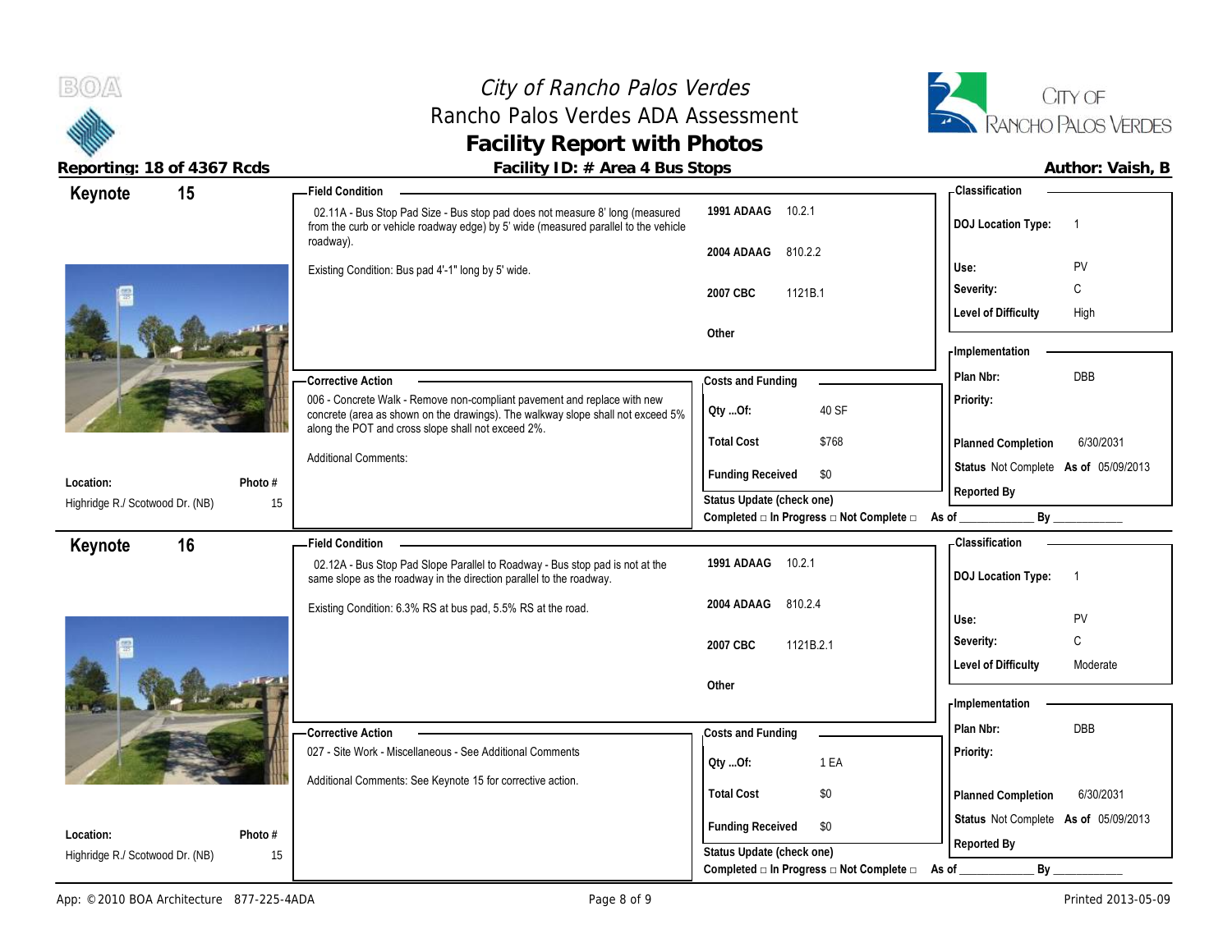# City of Rancho Palos Verdes
## Rancho Palos Verdes ADA Assessment
## Facility Report with Photos

**Reporting: 18 of 4367 Rcds** | **Facility ID: # Area 4 Bus Stops** | **Author: Vaish, B**

---

## Keynote 15

**Location:** Highridge R./ Scotwood Dr. (NB)
**Photo #:** 15

**Field Condition**

02.11A - Bus Stop Pad Size - Bus stop pad does not measure 8' long (measured from the curb or vehicle roadway edge) by 5' wide (measured parallel to the vehicle roadway).

Existing Condition: Bus pad 4'-1" long by 5' wide.

| Code | Section |
|---|---|
| 1991 ADAAG | 10.2.1 |
| 2004 ADAAG | 810.2.2 |
| 2007 CBC | 1121B.1 |
| Other | |

**Corrective Action**

006 - Concrete Walk - Remove non-compliant pavement and replace with new concrete (area as shown on the drawings). The walkway slope shall not exceed 5% along the POT and cross slope shall not exceed 2%.

Additional Comments:

**Costs and Funding**

| | |
|---|---|
| Qty ...Of: | 40 SF |
| Total Cost | $768 |
| Funding Received | $0 |

Status Update (check one)
Completed □ In Progress □ Not Complete □ As of ____________ By ____________

**Classification**

| | |
|---|---|
| DOJ Location Type: | 1 |
| Use: | PV |
| Severity: | C |
| Level of Difficulty | High |

**Implementation**

| | |
|---|---|
| Plan Nbr: | DBB |
| Priority: | |
| Planned Completion | 6/30/2031 |
| Status | Not Complete As of 05/09/2013 |
| Reported By | |

---

## Keynote 16

**Location:** Highridge R./ Scotwood Dr. (NB)
**Photo #:** 15

**Field Condition**

02.12A - Bus Stop Pad Slope Parallel to Roadway - Bus stop pad is not at the same slope as the roadway in the direction parallel to the roadway.

Existing Condition: 6.3% RS at bus pad, 5.5% RS at the road.

| Code | Section |
|---|---|
| 1991 ADAAG | 10.2.1 |
| 2004 ADAAG | 810.2.4 |
| 2007 CBC | 1121B.2.1 |
| Other | |

**Corrective Action**

027 - Site Work - Miscellaneous - See Additional Comments

Additional Comments: See Keynote 15 for corrective action.

**Costs and Funding**

| | |
|---|---|
| Qty ...Of: | 1 EA |
| Total Cost | $0 |
| Funding Received | $0 |

Status Update (check one)
Completed □ In Progress □ Not Complete □ As of ____________ By ____________

**Classification**

| | |
|---|---|
| DOJ Location Type: | 1 |
| Use: | PV |
| Severity: | C |
| Level of Difficulty | Moderate |

**Implementation**

| | |
|---|---|
| Plan Nbr: | DBB |
| Priority: | |
| Planned Completion | 6/30/2031 |
| Status | Not Complete As of 05/09/2013 |
| Reported By | |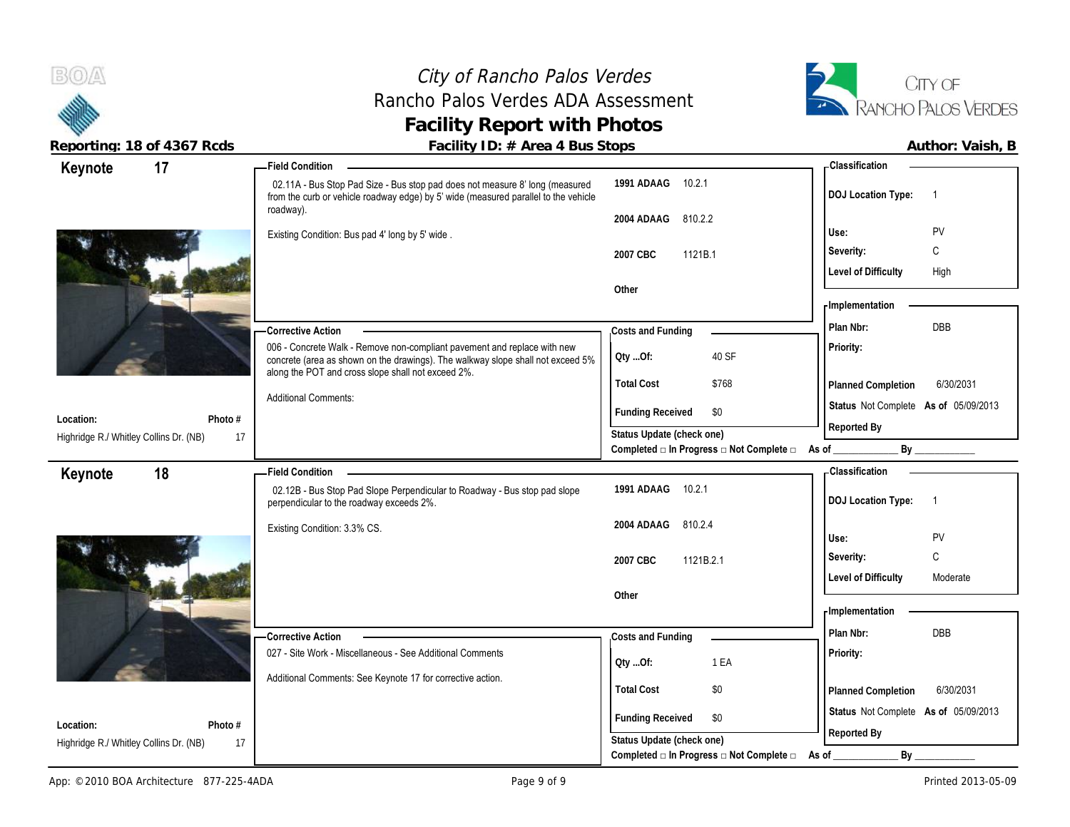# City of Rancho Palos Verdes
## Rancho Palos Verdes ADA Assessment
## Facility Report with Photos

**Reporting: 18 of 4367 Rcds** | **Facility ID: # Area 4 Bus Stops** | **Author: Vaish, B**

---

## Keynote 17

**Field Condition**

02.11A - Bus Stop Pad Size - Bus stop pad does not measure 8' long (measured from the curb or vehicle roadway edge) by 5' wide (measured parallel to the vehicle roadway).

Existing Condition: Bus pad 4' long by 5' wide .

| | |
|---|---|
| 1991 ADAAG | 10.2.1 |
| 2004 ADAAG | 810.2.2 |
| 2007 CBC | 1121B.1 |
| Other | |

**Classification**

| | |
|---|---|
| DOJ Location Type: | 1 |
| Use: | PV |
| Severity: | C |
| Level of Difficulty | High |

**Corrective Action**

006 - Concrete Walk - Remove non-compliant pavement and replace with new concrete (area as shown on the drawings). The walkway slope shall not exceed 5% along the POT and cross slope shall not exceed 2%.

Additional Comments:

**Costs and Funding**

| | |
|---|---|
| Qty ...Of: | 40 SF |
| Total Cost | $768 |
| Funding Received | $0 |

Status Update (check one)
Completed □ In Progress □ Not Complete □ As of ____________ By ____________

**Implementation**

| | |
|---|---|
| Plan Nbr: | DBB |
| Priority: | |
| Planned Completion | 6/30/2031 |
| Status | Not Complete As of 05/09/2013 |
| Reported By | |

**Location:** Highridge R./ Whitley Collins Dr. (NB)
**Photo #** 17

---

## Keynote 18

**Field Condition**

02.12B - Bus Stop Pad Slope Perpendicular to Roadway - Bus stop pad slope perpendicular to the roadway exceeds 2%.

Existing Condition: 3.3% CS.

| | |
|---|---|
| 1991 ADAAG | 10.2.1 |
| 2004 ADAAG | 810.2.4 |
| 2007 CBC | 1121B.2.1 |
| Other | |

**Classification**

| | |
|---|---|
| DOJ Location Type: | 1 |
| Use: | PV |
| Severity: | C |
| Level of Difficulty | Moderate |

**Corrective Action**

027 - Site Work - Miscellaneous - See Additional Comments

Additional Comments: See Keynote 17 for corrective action.

**Costs and Funding**

| | |
|---|---|
| Qty ...Of: | 1 EA |
| Total Cost | $0 |
| Funding Received | $0 |

Status Update (check one)
Completed □ In Progress □ Not Complete □ As of ____________ By ____________

**Implementation**

| | |
|---|---|
| Plan Nbr: | DBB |
| Priority: | |
| Planned Completion | 6/30/2031 |
| Status | Not Complete As of 05/09/2013 |
| Reported By | |

**Location:** Highridge R./ Whitley Collins Dr. (NB)
**Photo #** 17

---

App: © 2010 BOA Architecture 877-225-4ADA | Printed 2013-05-09